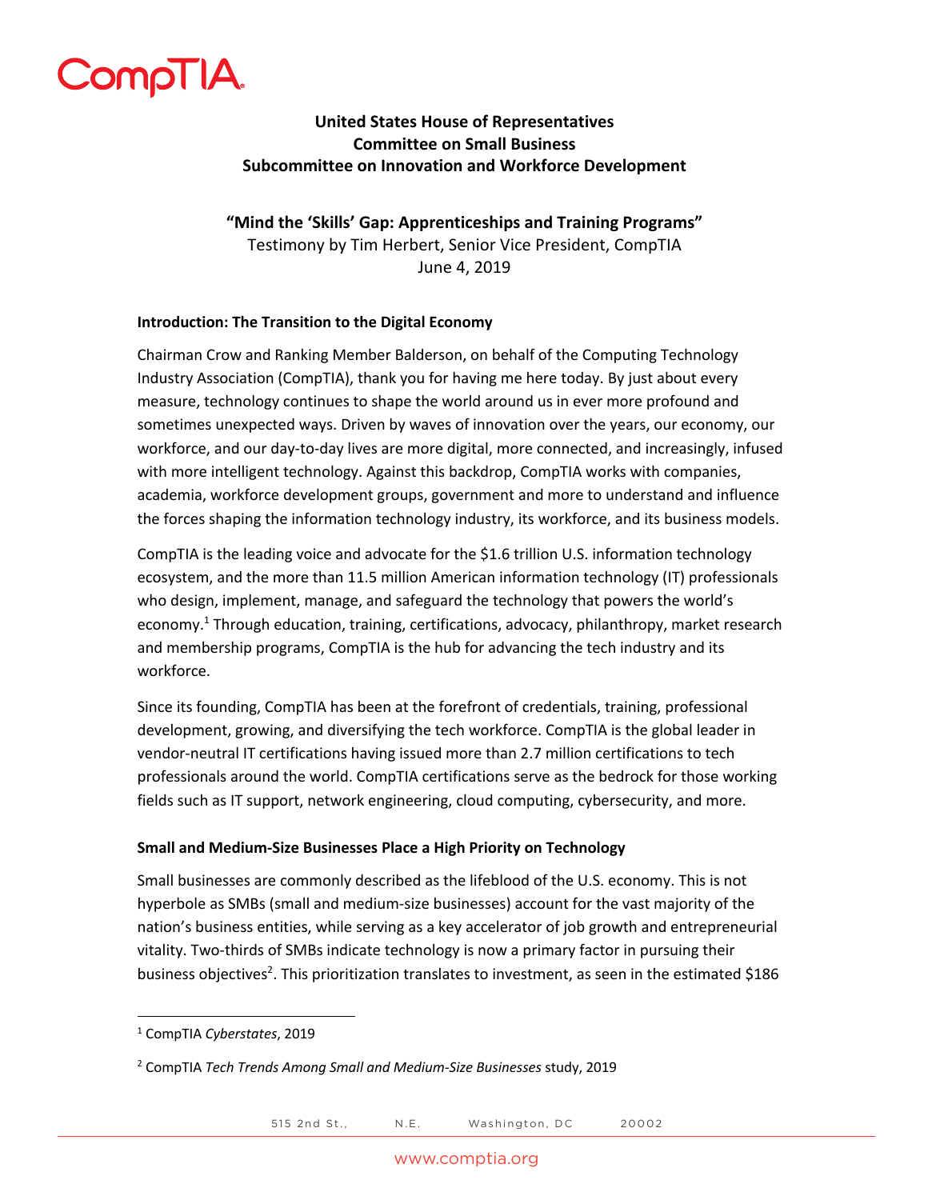CompTIA

**United States House of Representatives**
**Committee on Small Business**
**Subcommittee on Innovation and Workforce Development**

**"Mind the 'Skills' Gap: Apprenticeships and Training Programs"**
Testimony by Tim Herbert, Senior Vice President, CompTIA
June 4, 2019

**Introduction: The Transition to the Digital Economy**

Chairman Crow and Ranking Member Balderson, on behalf of the Computing Technology Industry Association (CompTIA), thank you for having me here today. By just about every measure, technology continues to shape the world around us in ever more profound and sometimes unexpected ways. Driven by waves of innovation over the years, our economy, our workforce, and our day-to-day lives are more digital, more connected, and increasingly, infused with more intelligent technology. Against this backdrop, CompTIA works with companies, academia, workforce development groups, government and more to understand and influence the forces shaping the information technology industry, its workforce, and its business models.

CompTIA is the leading voice and advocate for the $1.6 trillion U.S. information technology ecosystem, and the more than 11.5 million American information technology (IT) professionals who design, implement, manage, and safeguard the technology that powers the world's economy.[1] Through education, training, certifications, advocacy, philanthropy, market research and membership programs, CompTIA is the hub for advancing the tech industry and its workforce.

Since its founding, CompTIA has been at the forefront of credentials, training, professional development, growing, and diversifying the tech workforce. CompTIA is the global leader in vendor-neutral IT certifications having issued more than 2.7 million certifications to tech professionals around the world. CompTIA certifications serve as the bedrock for those working fields such as IT support, network engineering, cloud computing, cybersecurity, and more.

**Small and Medium-Size Businesses Place a High Priority on Technology**

Small businesses are commonly described as the lifeblood of the U.S. economy. This is not hyperbole as SMBs (small and medium-size businesses) account for the vast majority of the nation's business entities, while serving as a key accelerator of job growth and entrepreneurial vitality. Two-thirds of SMBs indicate technology is now a primary factor in pursuing their business objectives[2]. This prioritization translates to investment, as seen in the estimated $186

---

[1] CompTIA *Cyberstates*, 2019

[2] CompTIA *Tech Trends Among Small and Medium-Size Businesses* study, 2019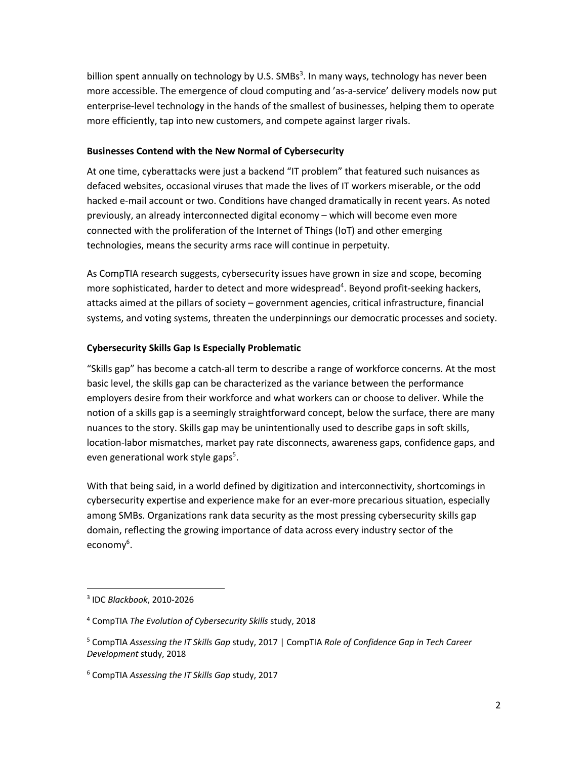billion spent annually on technology by U.S. SMBs[3]. In many ways, technology has never been more accessible. The emergence of cloud computing and 'as-a-service' delivery models now put enterprise-level technology in the hands of the smallest of businesses, helping them to operate more efficiently, tap into new customers, and compete against larger rivals.

**Businesses Contend with the New Normal of Cybersecurity**

At one time, cyberattacks were just a backend "IT problem" that featured such nuisances as defaced websites, occasional viruses that made the lives of IT workers miserable, or the odd hacked e-mail account or two. Conditions have changed dramatically in recent years. As noted previously, an already interconnected digital economy – which will become even more connected with the proliferation of the Internet of Things (IoT) and other emerging technologies, means the security arms race will continue in perpetuity.

As CompTIA research suggests, cybersecurity issues have grown in size and scope, becoming more sophisticated, harder to detect and more widespread[4]. Beyond profit-seeking hackers, attacks aimed at the pillars of society – government agencies, critical infrastructure, financial systems, and voting systems, threaten the underpinnings our democratic processes and society.

**Cybersecurity Skills Gap Is Especially Problematic**

"Skills gap" has become a catch-all term to describe a range of workforce concerns. At the most basic level, the skills gap can be characterized as the variance between the performance employers desire from their workforce and what workers can or choose to deliver. While the notion of a skills gap is a seemingly straightforward concept, below the surface, there are many nuances to the story. Skills gap may be unintentionally used to describe gaps in soft skills, location-labor mismatches, market pay rate disconnects, awareness gaps, confidence gaps, and even generational work style gaps[5].

With that being said, in a world defined by digitization and interconnectivity, shortcomings in cybersecurity expertise and experience make for an ever-more precarious situation, especially among SMBs. Organizations rank data security as the most pressing cybersecurity skills gap domain, reflecting the growing importance of data across every industry sector of the economy[6].

---

[3] IDC *Blackbook*, 2010-2026

[4] CompTIA *The Evolution of Cybersecurity Skills* study, 2018

[5] CompTIA *Assessing the IT Skills Gap* study, 2017 | CompTIA *Role of Confidence Gap in Tech Career Development* study, 2018

[6] CompTIA *Assessing the IT Skills Gap* study, 2017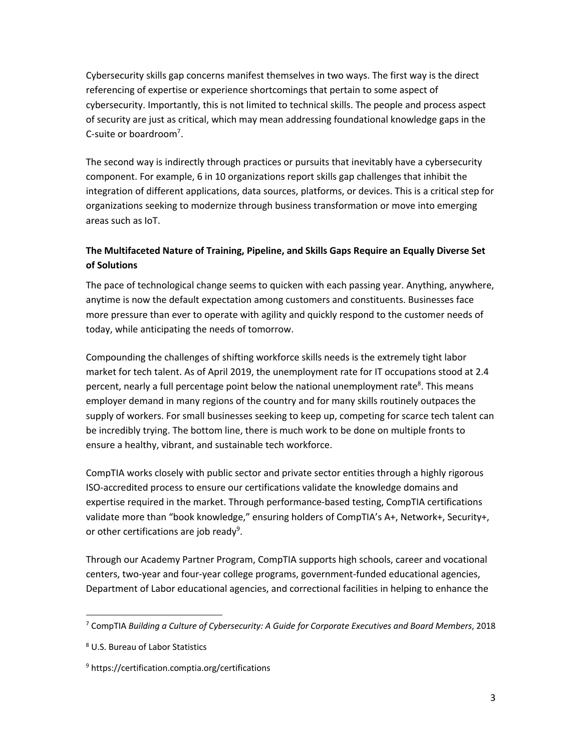Cybersecurity skills gap concerns manifest themselves in two ways. The first way is the direct referencing of expertise or experience shortcomings that pertain to some aspect of cybersecurity. Importantly, this is not limited to technical skills. The people and process aspect of security are just as critical, which may mean addressing foundational knowledge gaps in the C-suite or boardroom[7].

The second way is indirectly through practices or pursuits that inevitably have a cybersecurity component. For example, 6 in 10 organizations report skills gap challenges that inhibit the integration of different applications, data sources, platforms, or devices. This is a critical step for organizations seeking to modernize through business transformation or move into emerging areas such as IoT.

**The Multifaceted Nature of Training, Pipeline, and Skills Gaps Require an Equally Diverse Set of Solutions**

The pace of technological change seems to quicken with each passing year. Anything, anywhere, anytime is now the default expectation among customers and constituents. Businesses face more pressure than ever to operate with agility and quickly respond to the customer needs of today, while anticipating the needs of tomorrow.

Compounding the challenges of shifting workforce skills needs is the extremely tight labor market for tech talent. As of April 2019, the unemployment rate for IT occupations stood at 2.4 percent, nearly a full percentage point below the national unemployment rate[8]. This means employer demand in many regions of the country and for many skills routinely outpaces the supply of workers. For small businesses seeking to keep up, competing for scarce tech talent can be incredibly trying. The bottom line, there is much work to be done on multiple fronts to ensure a healthy, vibrant, and sustainable tech workforce.

CompTIA works closely with public sector and private sector entities through a highly rigorous ISO-accredited process to ensure our certifications validate the knowledge domains and expertise required in the market. Through performance-based testing, CompTIA certifications validate more than "book knowledge," ensuring holders of CompTIA's A+, Network+, Security+, or other certifications are job ready[9].

Through our Academy Partner Program, CompTIA supports high schools, career and vocational centers, two-year and four-year college programs, government-funded educational agencies, Department of Labor educational agencies, and correctional facilities in helping to enhance the

---

[7] CompTIA *Building a Culture of Cybersecurity: A Guide for Corporate Executives and Board Members*, 2018

[8] U.S. Bureau of Labor Statistics

[9] https://certification.comptia.org/certifications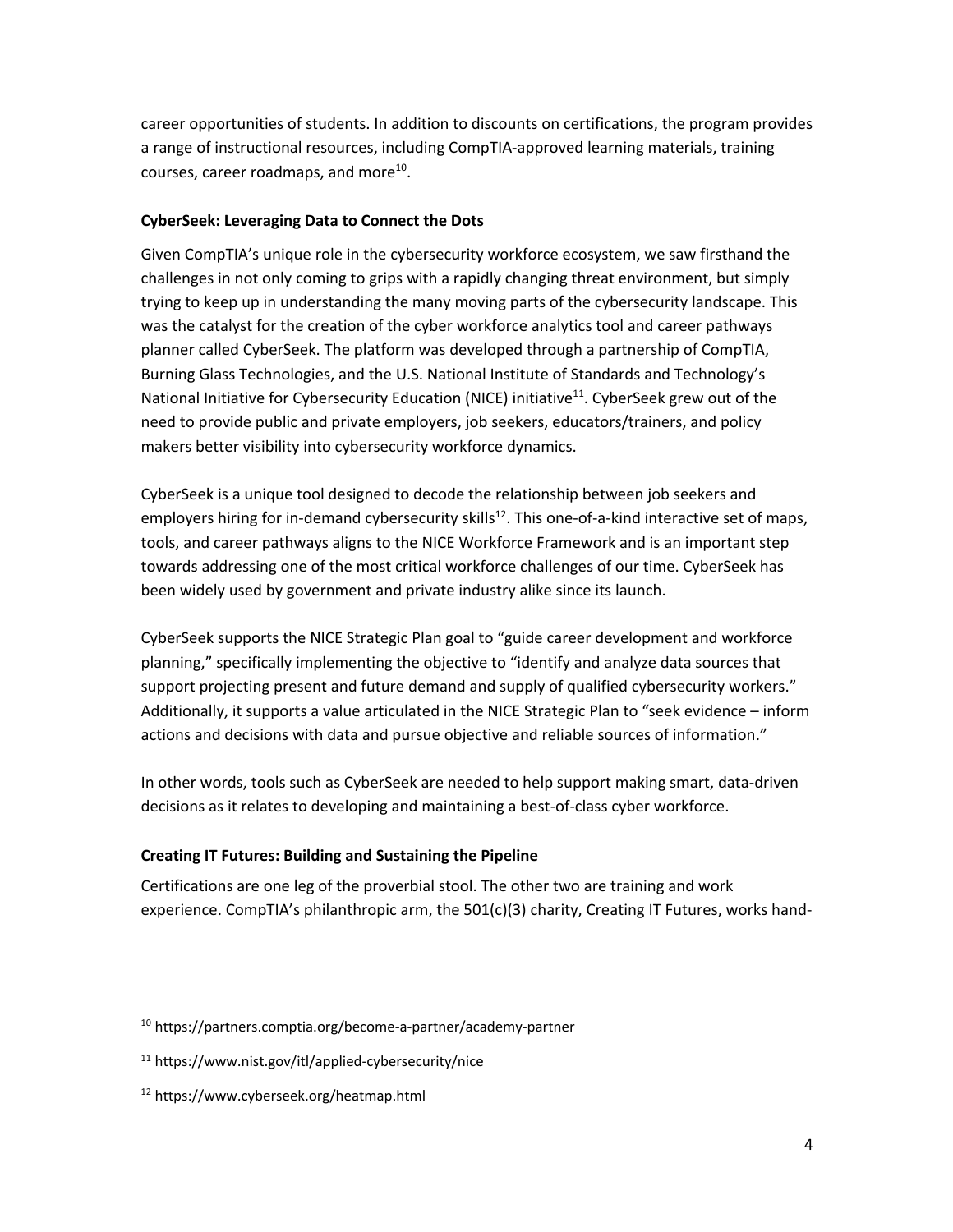career opportunities of students. In addition to discounts on certifications, the program provides a range of instructional resources, including CompTIA-approved learning materials, training courses, career roadmaps, and more[10].

**CyberSeek: Leveraging Data to Connect the Dots**

Given CompTIA's unique role in the cybersecurity workforce ecosystem, we saw firsthand the challenges in not only coming to grips with a rapidly changing threat environment, but simply trying to keep up in understanding the many moving parts of the cybersecurity landscape. This was the catalyst for the creation of the cyber workforce analytics tool and career pathways planner called CyberSeek. The platform was developed through a partnership of CompTIA, Burning Glass Technologies, and the U.S. National Institute of Standards and Technology's National Initiative for Cybersecurity Education (NICE) initiative[11]. CyberSeek grew out of the need to provide public and private employers, job seekers, educators/trainers, and policy makers better visibility into cybersecurity workforce dynamics.

CyberSeek is a unique tool designed to decode the relationship between job seekers and employers hiring for in-demand cybersecurity skills[12]. This one-of-a-kind interactive set of maps, tools, and career pathways aligns to the NICE Workforce Framework and is an important step towards addressing one of the most critical workforce challenges of our time. CyberSeek has been widely used by government and private industry alike since its launch.

CyberSeek supports the NICE Strategic Plan goal to "guide career development and workforce planning," specifically implementing the objective to "identify and analyze data sources that support projecting present and future demand and supply of qualified cybersecurity workers." Additionally, it supports a value articulated in the NICE Strategic Plan to "seek evidence – inform actions and decisions with data and pursue objective and reliable sources of information."

In other words, tools such as CyberSeek are needed to help support making smart, data-driven decisions as it relates to developing and maintaining a best-of-class cyber workforce.

**Creating IT Futures: Building and Sustaining the Pipeline**

Certifications are one leg of the proverbial stool. The other two are training and work experience. CompTIA's philanthropic arm, the 501(c)(3) charity, Creating IT Futures, works hand-

---

[10] https://partners.comptia.org/become-a-partner/academy-partner

[11] https://www.nist.gov/itl/applied-cybersecurity/nice

[12] https://www.cyberseek.org/heatmap.html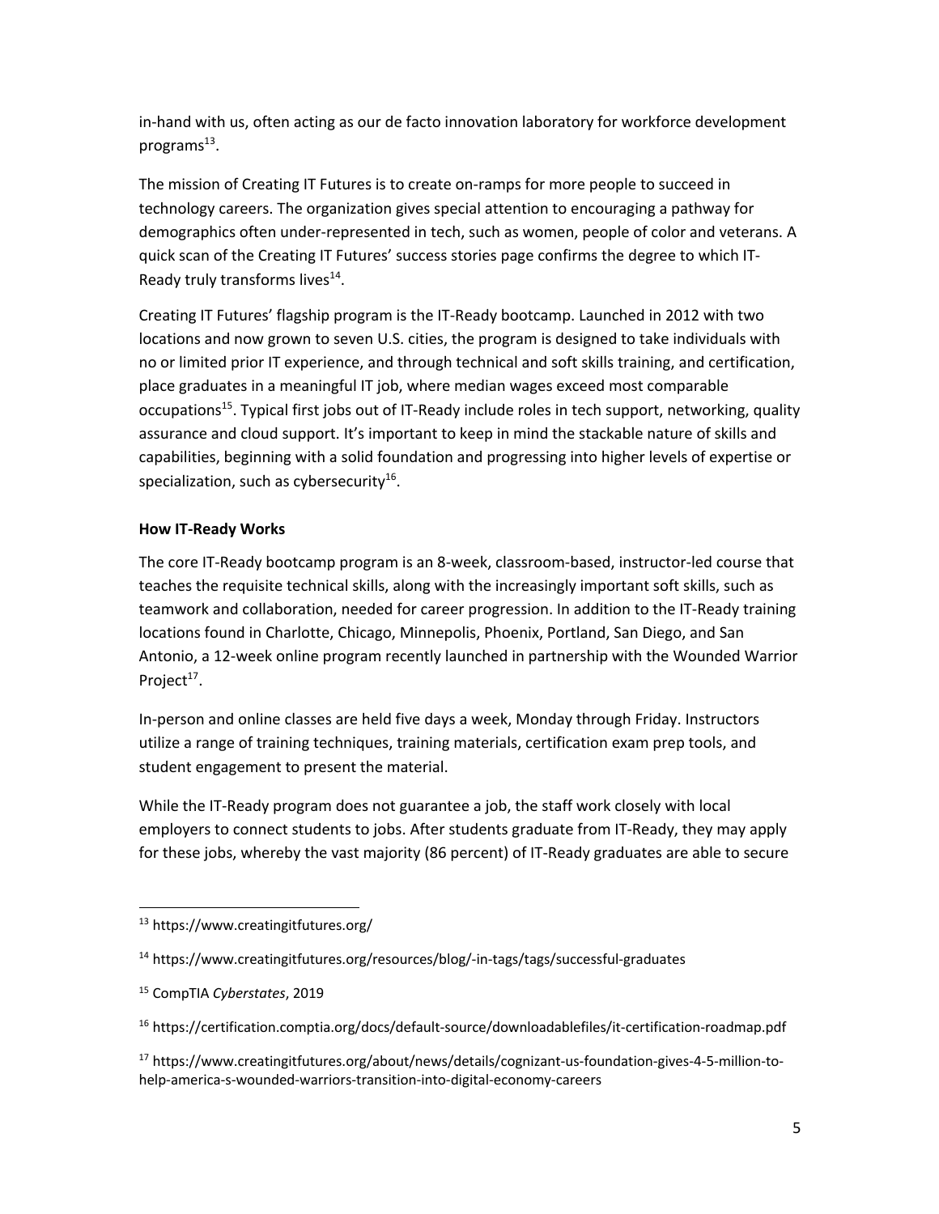in-hand with us, often acting as our de facto innovation laboratory for workforce development programs[13].

The mission of Creating IT Futures is to create on-ramps for more people to succeed in technology careers. The organization gives special attention to encouraging a pathway for demographics often under-represented in tech, such as women, people of color and veterans. A quick scan of the Creating IT Futures' success stories page confirms the degree to which IT-Ready truly transforms lives[14].

Creating IT Futures' flagship program is the IT-Ready bootcamp. Launched in 2012 with two locations and now grown to seven U.S. cities, the program is designed to take individuals with no or limited prior IT experience, and through technical and soft skills training, and certification, place graduates in a meaningful IT job, where median wages exceed most comparable occupations[15]. Typical first jobs out of IT-Ready include roles in tech support, networking, quality assurance and cloud support. It's important to keep in mind the stackable nature of skills and capabilities, beginning with a solid foundation and progressing into higher levels of expertise or specialization, such as cybersecurity[16].

**How IT-Ready Works**

The core IT-Ready bootcamp program is an 8-week, classroom-based, instructor-led course that teaches the requisite technical skills, along with the increasingly important soft skills, such as teamwork and collaboration, needed for career progression. In addition to the IT-Ready training locations found in Charlotte, Chicago, Minneapolis, Phoenix, Portland, San Diego, and San Antonio, a 12-week online program recently launched in partnership with the Wounded Warrior Project[17].

In-person and online classes are held five days a week, Monday through Friday. Instructors utilize a range of training techniques, training materials, certification exam prep tools, and student engagement to present the material.

While the IT-Ready program does not guarantee a job, the staff work closely with local employers to connect students to jobs. After students graduate from IT-Ready, they may apply for these jobs, whereby the vast majority (86 percent) of IT-Ready graduates are able to secure

---

[13] https://www.creatingitfutures.org/

[14] https://www.creatingitfutures.org/resources/blog/-in-tags/tags/successful-graduates

[15] CompTIA *Cyberstates*, 2019

[16] https://certification.comptia.org/docs/default-source/downloadablefiles/it-certification-roadmap.pdf

[17] https://www.creatingitfutures.org/about/news/details/cognizant-us-foundation-gives-4-5-million-to-help-america-s-wounded-warriors-transition-into-digital-economy-careers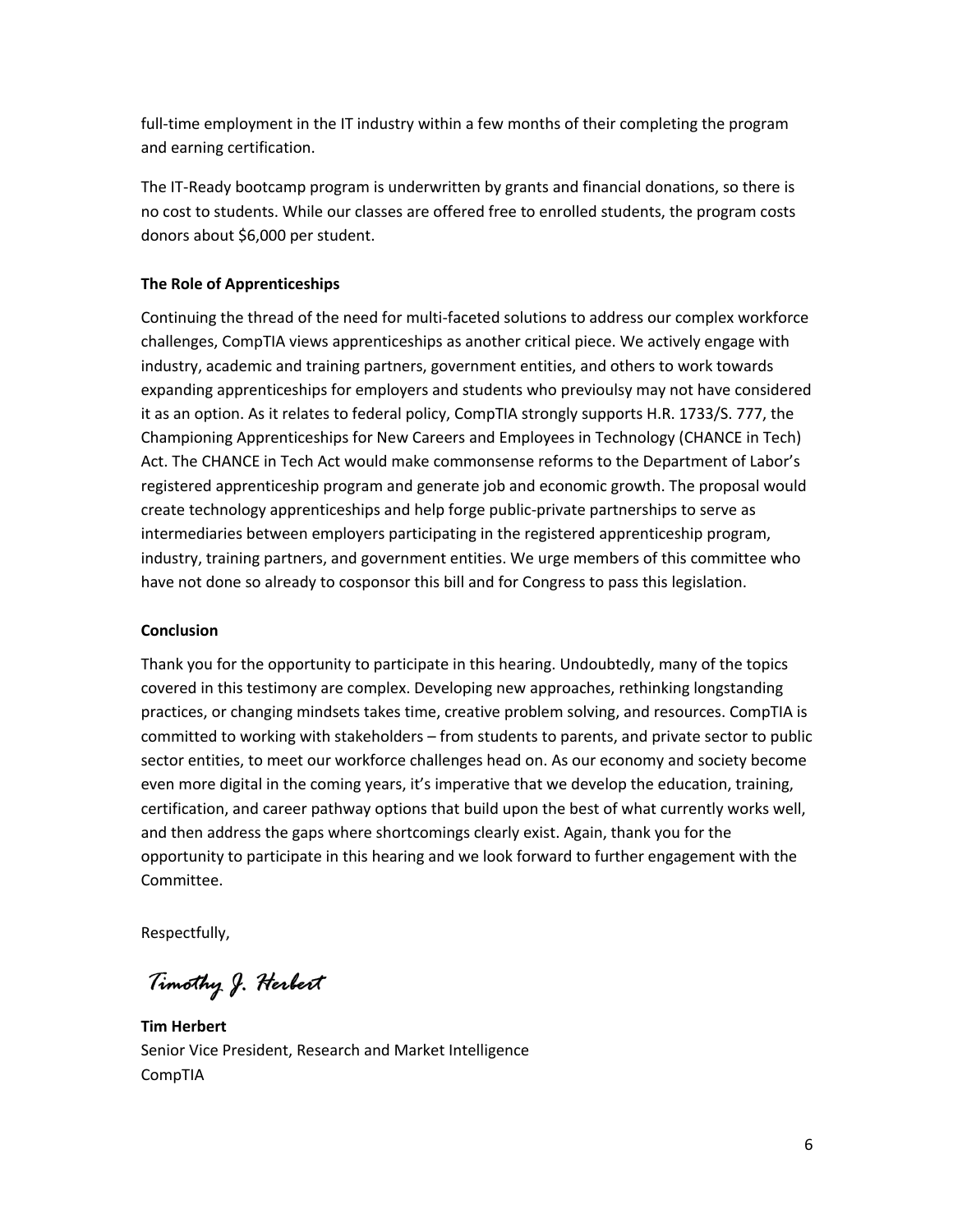full-time employment in the IT industry within a few months of their completing the program and earning certification.

The IT-Ready bootcamp program is underwritten by grants and financial donations, so there is no cost to students. While our classes are offered free to enrolled students, the program costs donors about $6,000 per student.

**The Role of Apprenticeships**

Continuing the thread of the need for multi-faceted solutions to address our complex workforce challenges, CompTIA views apprenticeships as another critical piece. We actively engage with industry, academic and training partners, government entities, and others to work towards expanding apprenticeships for employers and students who previoulsy may not have considered it as an option. As it relates to federal policy, CompTIA strongly supports H.R. 1733/S. 777, the Championing Apprenticeships for New Careers and Employees in Technology (CHANCE in Tech) Act. The CHANCE in Tech Act would make commonsense reforms to the Department of Labor's registered apprenticeship program and generate job and economic growth. The proposal would create technology apprenticeships and help forge public-private partnerships to serve as intermediaries between employers participating in the registered apprenticeship program, industry, training partners, and government entities. We urge members of this committee who have not done so already to cosponsor this bill and for Congress to pass this legislation.

**Conclusion**

Thank you for the opportunity to participate in this hearing. Undoubtedly, many of the topics covered in this testimony are complex. Developing new approaches, rethinking longstanding practices, or changing mindsets takes time, creative problem solving, and resources. CompTIA is committed to working with stakeholders – from students to parents, and private sector to public sector entities, to meet our workforce challenges head on. As our economy and society become even more digital in the coming years, it's imperative that we develop the education, training, certification, and career pathway options that build upon the best of what currently works well, and then address the gaps where shortcomings clearly exist. Again, thank you for the opportunity to participate in this hearing and we look forward to further engagement with the Committee.

Respectfully,

*Timothy J. Herbert*

**Tim Herbert**
Senior Vice President, Research and Market Intelligence
CompTIA